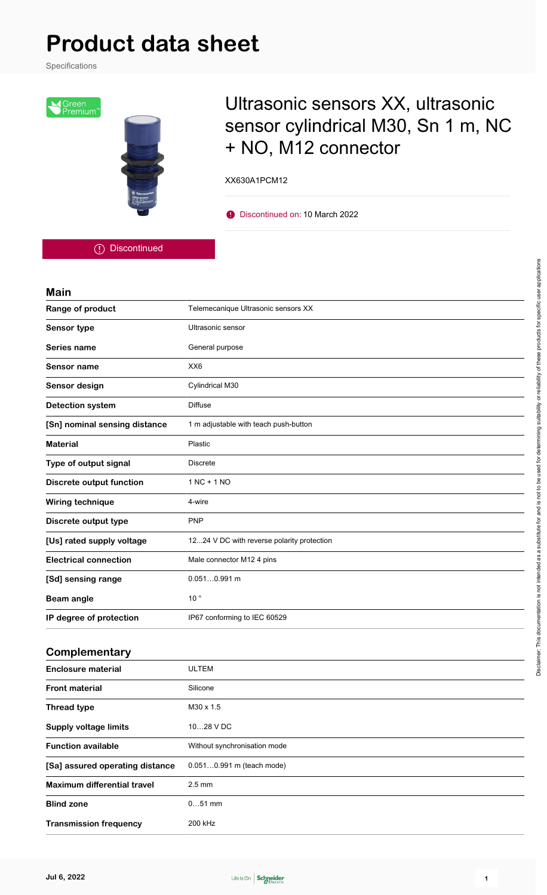# Product data sheet

Specifications

Green Premium

## Ultrasonic sensors XX, ultrasonic sensor cylindrical M30, Sn 1 m, NC + NO, M12 connector

XX630A1PCM12

Discontinued on: 10 March 2022

Discontinued

### Main

| | |
|---|---|
| **Range of product** | Telemecanique Ultrasonic sensors XX |
| **Sensor type** | Ultrasonic sensor |
| **Series name** | General purpose |
| **Sensor name** | XX6 |
| **Sensor design** | Cylindrical M30 |
| **Detection system** | Diffuse |
| **[Sn] nominal sensing distance** | 1 m adjustable with teach push-button |
| **Material** | Plastic |
| **Type of output signal** | Discrete |
| **Discrete output function** | 1 NC + 1 NO |
| **Wiring technique** | 4-wire |
| **Discrete output type** | PNP |
| **[Us] rated supply voltage** | 12...24 V DC with reverse polarity protection |
| **Electrical connection** | Male connector M12 4 pins |
| **[Sd] sensing range** | 0.051…0.991 m |
| **Beam angle** | 10 ° |
| **IP degree of protection** | IP67 conforming to IEC 60529 |

### Complementary

| | |
|---|---|
| **Enclosure material** | ULTEM |
| **Front material** | Silicone |
| **Thread type** | M30 x 1.5 |
| **Supply voltage limits** | 10…28 V DC |
| **Function available** | Without synchronisation mode |
| **[Sa] assured operating distance** | 0.051…0.991 m (teach mode) |
| **Maximum differential travel** | 2.5 mm |
| **Blind zone** | 0…51 mm |
| **Transmission frequency** | 200 kHz |

Disclaimer: This documentation is not intended as a substitute for and is not to be used for determining suitability or reliability of these products for specific user applications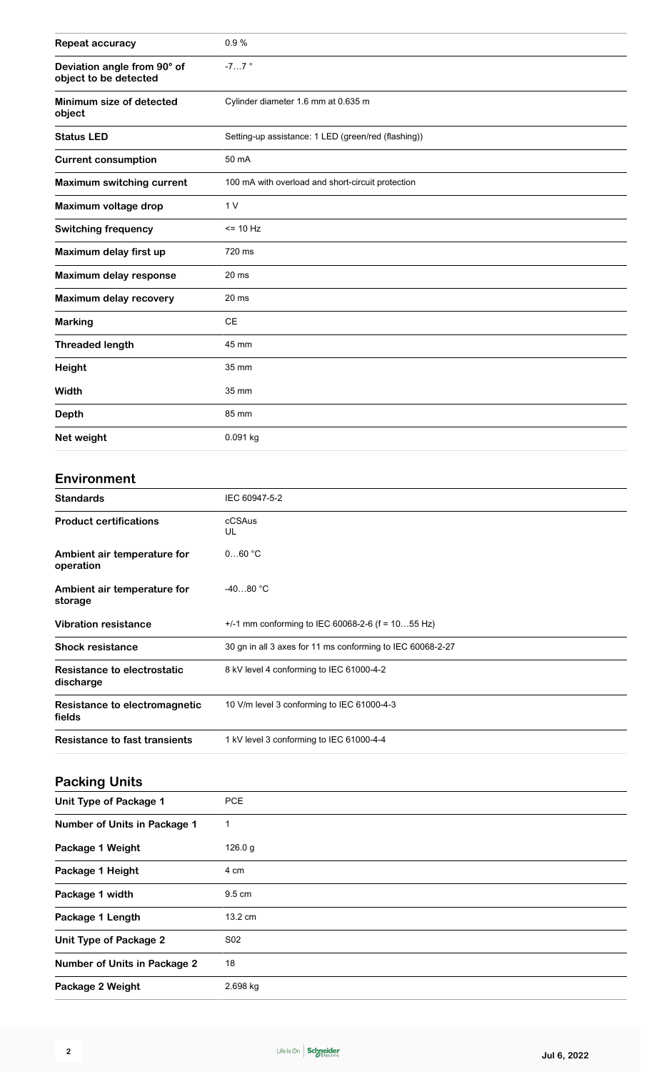| | |
|---|---|
| **Repeat accuracy** | 0.9 % |
| **Deviation angle from 90° of object to be detected** | -7…7 ° |
| **Minimum size of detected object** | Cylinder diameter 1.6 mm at 0.635 m |
| **Status LED** | Setting-up assistance: 1 LED (green/red (flashing)) |
| **Current consumption** | 50 mA |
| **Maximum switching current** | 100 mA with overload and short-circuit protection |
| **Maximum voltage drop** | 1 V |
| **Switching frequency** | <= 10 Hz |
| **Maximum delay first up** | 720 ms |
| **Maximum delay response** | 20 ms |
| **Maximum delay recovery** | 20 ms |
| **Marking** | CE |
| **Threaded length** | 45 mm |
| **Height** | 35 mm |
| **Width** | 35 mm |
| **Depth** | 85 mm |
| **Net weight** | 0.091 kg |

## Environment

| | |
|---|---|
| **Standards** | IEC 60947-5-2 |
| **Product certifications** | cCSAus<br>UL |
| **Ambient air temperature for operation** | 0…60 °C |
| **Ambient air temperature for storage** | -40…80 °C |
| **Vibration resistance** | +/-1 mm conforming to IEC 60068-2-6 (f = 10…55 Hz) |
| **Shock resistance** | 30 gn in all 3 axes for 11 ms conforming to IEC 60068-2-27 |
| **Resistance to electrostatic discharge** | 8 kV level 4 conforming to IEC 61000-4-2 |
| **Resistance to electromagnetic fields** | 10 V/m level 3 conforming to IEC 61000-4-3 |
| **Resistance to fast transients** | 1 kV level 3 conforming to IEC 61000-4-4 |

## Packing Units

| | |
|---|---|
| **Unit Type of Package 1** | PCE |
| **Number of Units in Package 1** | 1 |
| **Package 1 Weight** | 126.0 g |
| **Package 1 Height** | 4 cm |
| **Package 1 width** | 9.5 cm |
| **Package 1 Length** | 13.2 cm |
| **Unit Type of Package 2** | S02 |
| **Number of Units in Package 2** | 18 |
| **Package 2 Weight** | 2.698 kg |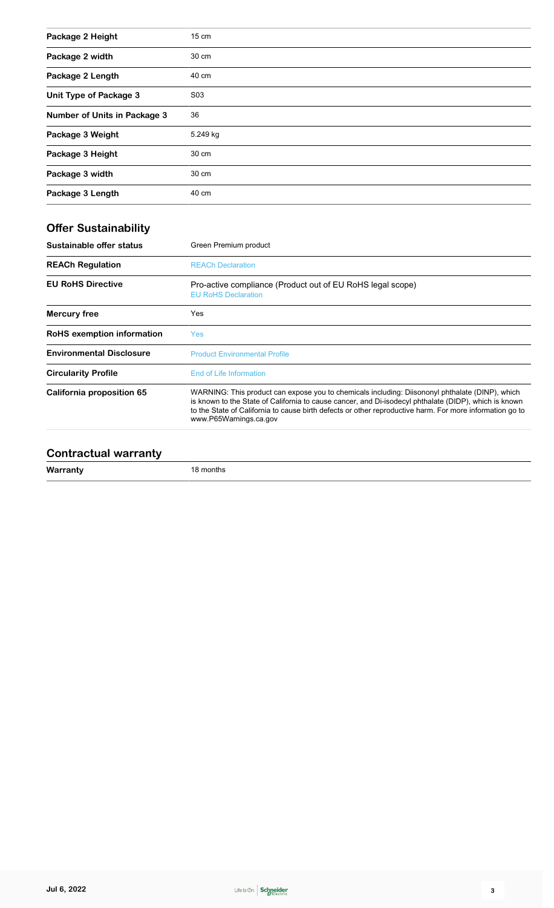| | |
|---|---|
| **Package 2 Height** | 15 cm |
| **Package 2 width** | 30 cm |
| **Package 2 Length** | 40 cm |
| **Unit Type of Package 3** | S03 |
| **Number of Units in Package 3** | 36 |
| **Package 3 Weight** | 5.249 kg |
| **Package 3 Height** | 30 cm |
| **Package 3 width** | 30 cm |
| **Package 3 Length** | 40 cm |

## Offer Sustainability

| | |
|---|---|
| **Sustainable offer status** | Green Premium product |
| **REACh Regulation** | REACh Declaration |
| **EU RoHS Directive** | Pro-active compliance (Product out of EU RoHS legal scope)<br>EU RoHS Declaration |
| **Mercury free** | Yes |
| **RoHS exemption information** | Yes |
| **Environmental Disclosure** | Product Environmental Profile |
| **Circularity Profile** | End of Life Information |
| **California proposition 65** | WARNING: This product can expose you to chemicals including: Diisononyl phthalate (DINP), which is known to the State of California to cause cancer, and Di-isodecyl phthalate (DIDP), which is known to the State of California to cause birth defects or other reproductive harm. For more information go to www.P65Warnings.ca.gov |

## Contractual warranty

| | |
|---|---|
| **Warranty** | 18 months |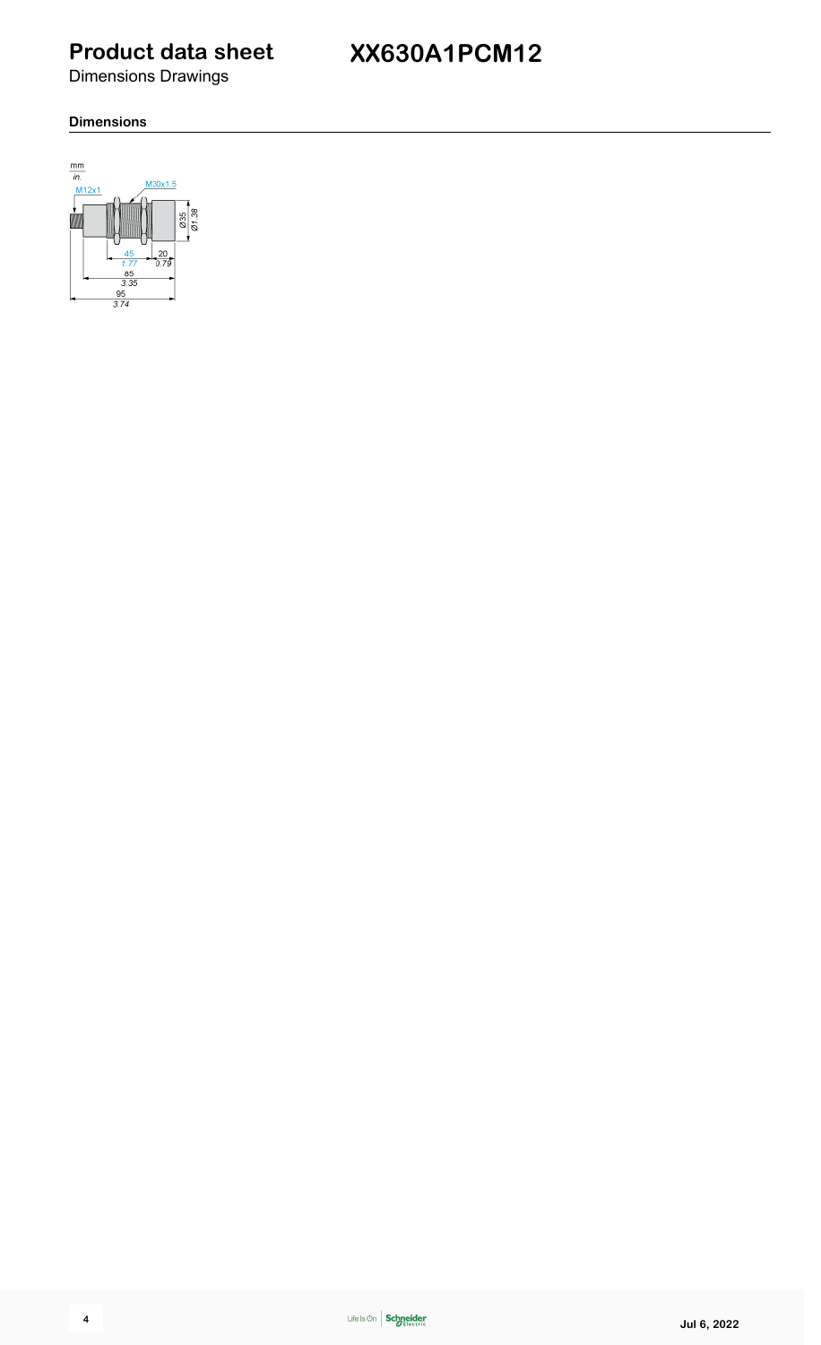# Product data sheet

## XX630A1PCM12

Dimensions Drawings

### Dimensions

mm
in.

M12x1

M30x1.5

Ø35
Ø1.38

45
1.77

20
0.79

85
3.35

95
3.74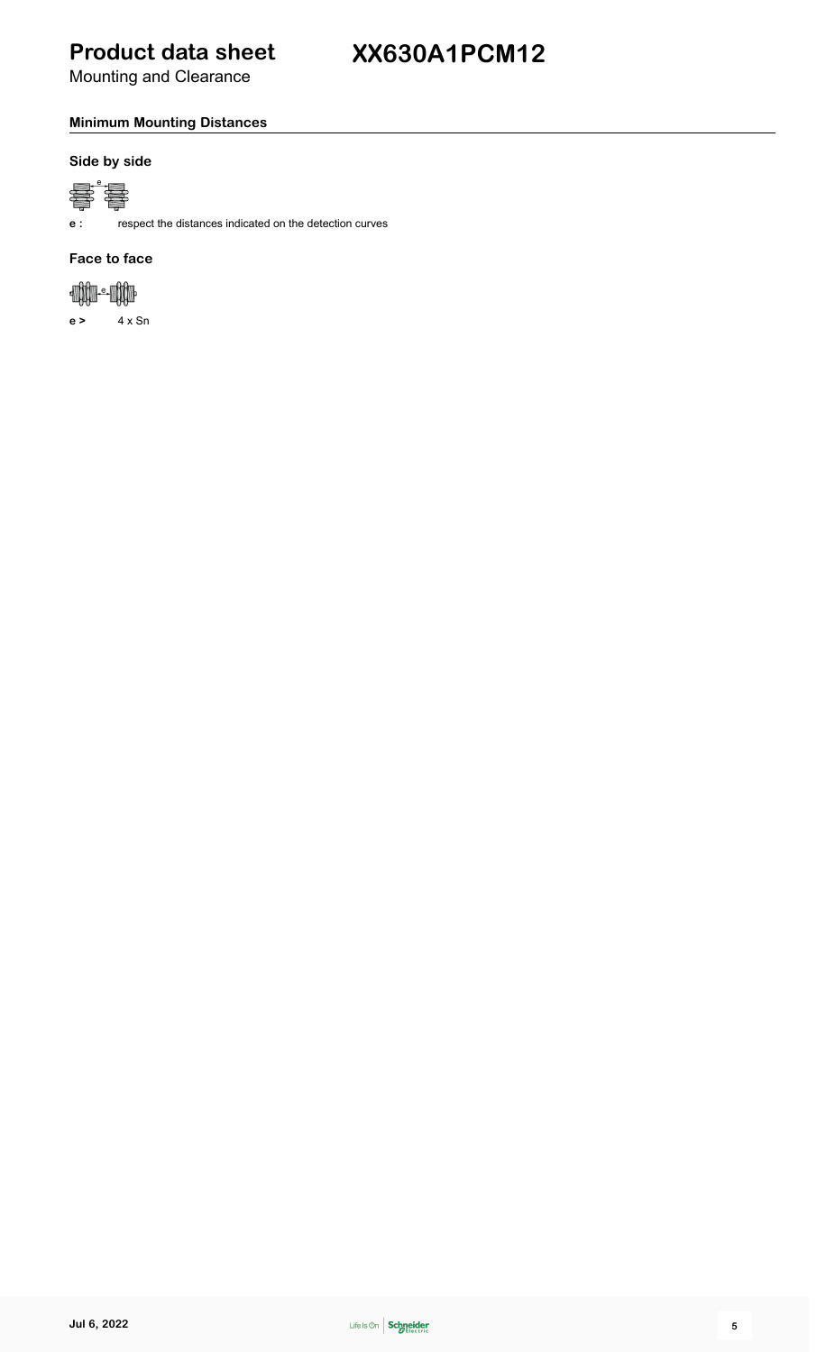# Product data sheet

Mounting and Clearance

# XX630A1PCM12

## Minimum Mounting Distances

### Side by side

**e :** respect the distances indicated on the detection curves

### Face to face

**e >** 4 x Sn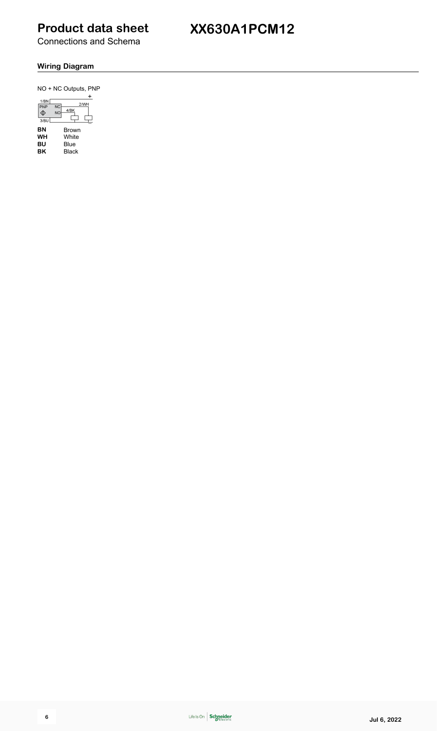# Product data sheet

Connections and Schema

# XX630A1PCM12

## Wiring Diagram

NO + NC Outputs, PNP

| | |
|---|---|
| **BN** | Brown |
| **WH** | White |
| **BU** | Blue |
| **BK** | Black |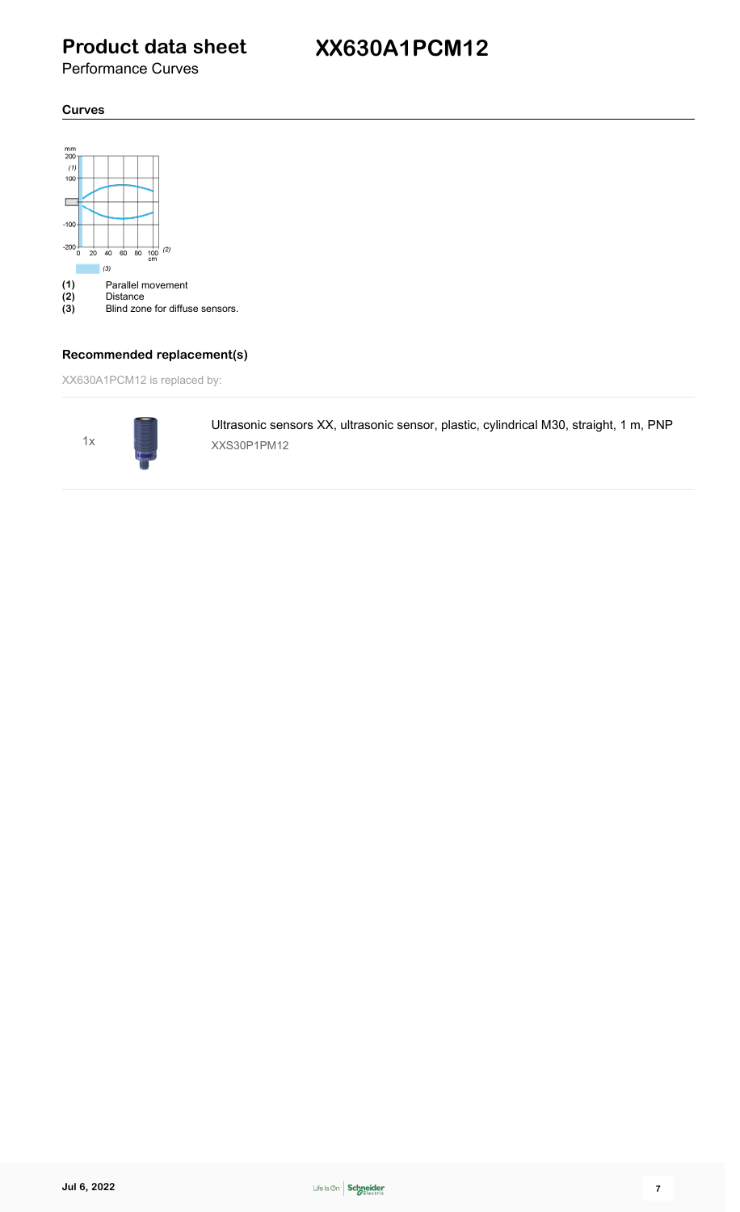# Product data sheet

# XX630A1PCM12

Performance Curves

### Curves

mm
200
(1)
100
-100
-200
0 20 40 60 80 100 cm (2)
(3)

**(1)** Parallel movement
**(2)** Distance
**(3)** Blind zone for diffuse sensors.

### Recommended replacement(s)

XX630A1PCM12 is replaced by:

1x Ultrasonic sensors XX, ultrasonic sensor, plastic, cylindrical M30, straight, 1 m, PNP
XXS30P1PM12

Jul 6, 2022